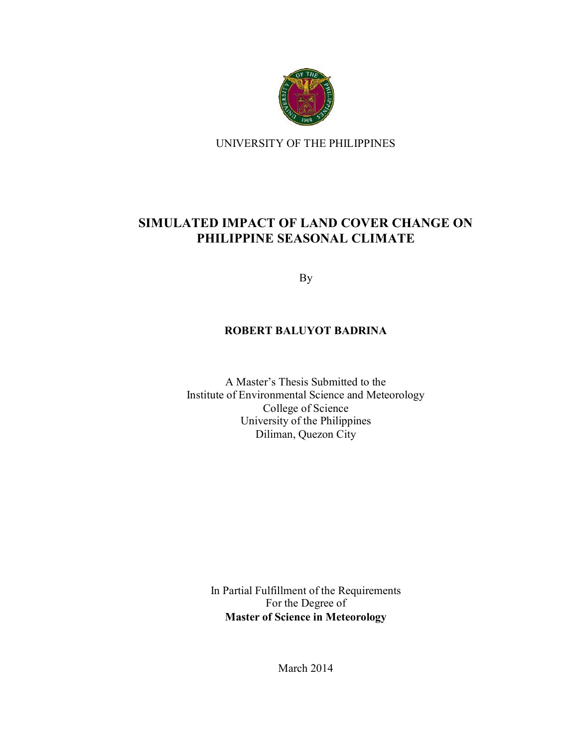UNIVERSITY OF THE PHILIPPINES

# SIMULATED IMPACT OF LAND COVER CHANGE ON PHILIPPINE SEASONAL CLIMATE

By

**ROBERT BALUYOT BADRINA**

A Master's Thesis Submitted to the
Institute of Environmental Science and Meteorology
College of Science
University of the Philippines
Diliman, Quezon City

In Partial Fulfillment of the Requirements
For the Degree of
**Master of Science in Meteorology**

March 2014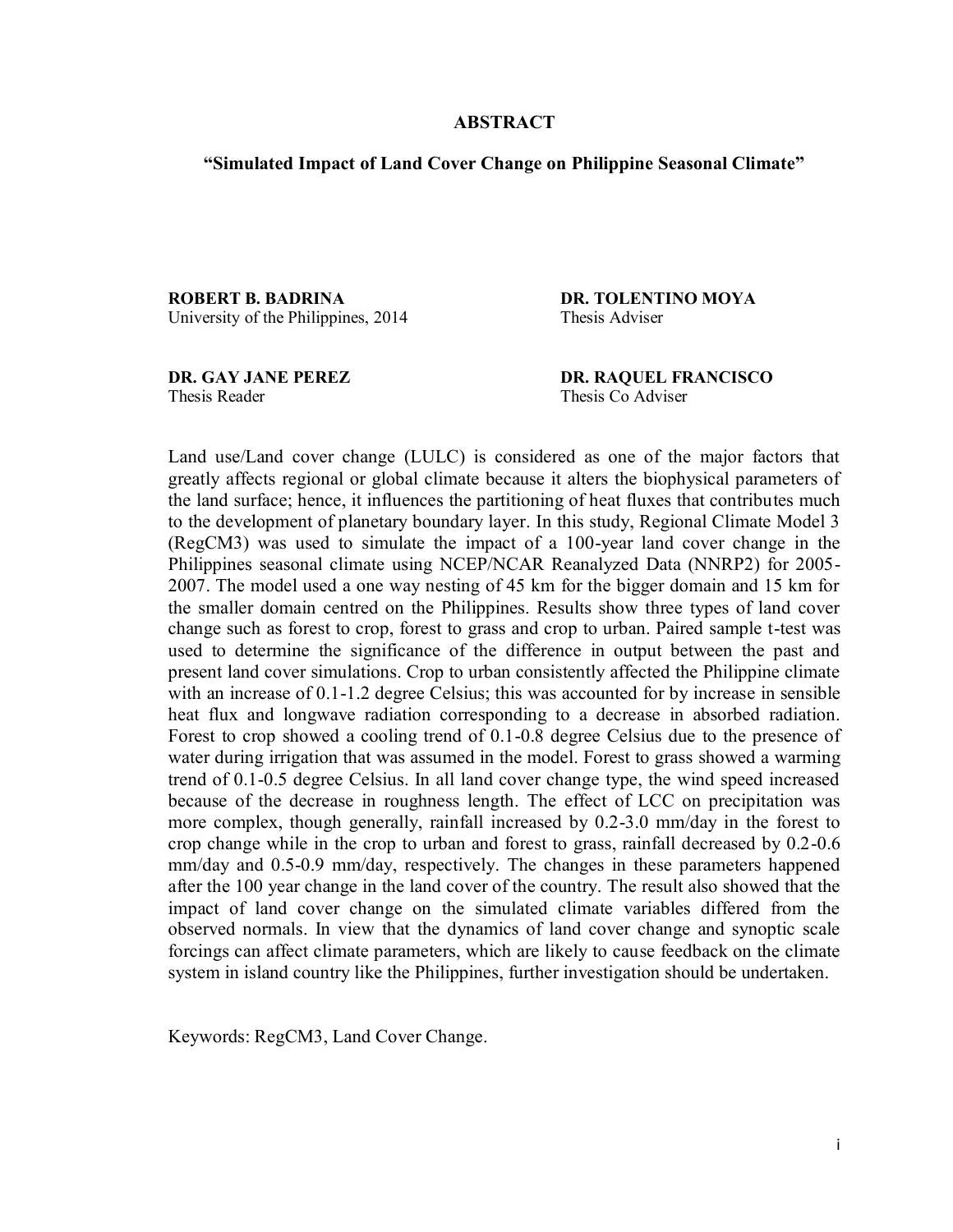## ABSTRACT

### "Simulated Impact of Land Cover Change on Philippine Seasonal Climate"

**ROBERT B. BADRINA**
University of the Philippines, 2014

**DR. TOLENTINO MOYA**
Thesis Adviser

**DR. GAY JANE PEREZ**
Thesis Reader

**DR. RAQUEL FRANCISCO**
Thesis Co Adviser

Land use/Land cover change (LULC) is considered as one of the major factors that greatly affects regional or global climate because it alters the biophysical parameters of the land surface; hence, it influences the partitioning of heat fluxes that contributes much to the development of planetary boundary layer. In this study, Regional Climate Model 3 (RegCM3) was used to simulate the impact of a 100-year land cover change in the Philippines seasonal climate using NCEP/NCAR Reanalyzed Data (NNRP2) for 2005-2007. The model used a one way nesting of 45 km for the bigger domain and 15 km for the smaller domain centred on the Philippines. Results show three types of land cover change such as forest to crop, forest to grass and crop to urban. Paired sample t-test was used to determine the significance of the difference in output between the past and present land cover simulations. Crop to urban consistently affected the Philippine climate with an increase of 0.1-1.2 degree Celsius; this was accounted for by increase in sensible heat flux and longwave radiation corresponding to a decrease in absorbed radiation. Forest to crop showed a cooling trend of 0.1-0.8 degree Celsius due to the presence of water during irrigation that was assumed in the model. Forest to grass showed a warming trend of 0.1-0.5 degree Celsius. In all land cover change type, the wind speed increased because of the decrease in roughness length. The effect of LCC on precipitation was more complex, though generally, rainfall increased by 0.2-3.0 mm/day in the forest to crop change while in the crop to urban and forest to grass, rainfall decreased by 0.2-0.6 mm/day and 0.5-0.9 mm/day, respectively. The changes in these parameters happened after the 100 year change in the land cover of the country. The result also showed that the impact of land cover change on the simulated climate variables differed from the observed normals. In view that the dynamics of land cover change and synoptic scale forcings can affect climate parameters, which are likely to cause feedback on the climate system in island country like the Philippines, further investigation should be undertaken.

Keywords: RegCM3, Land Cover Change.